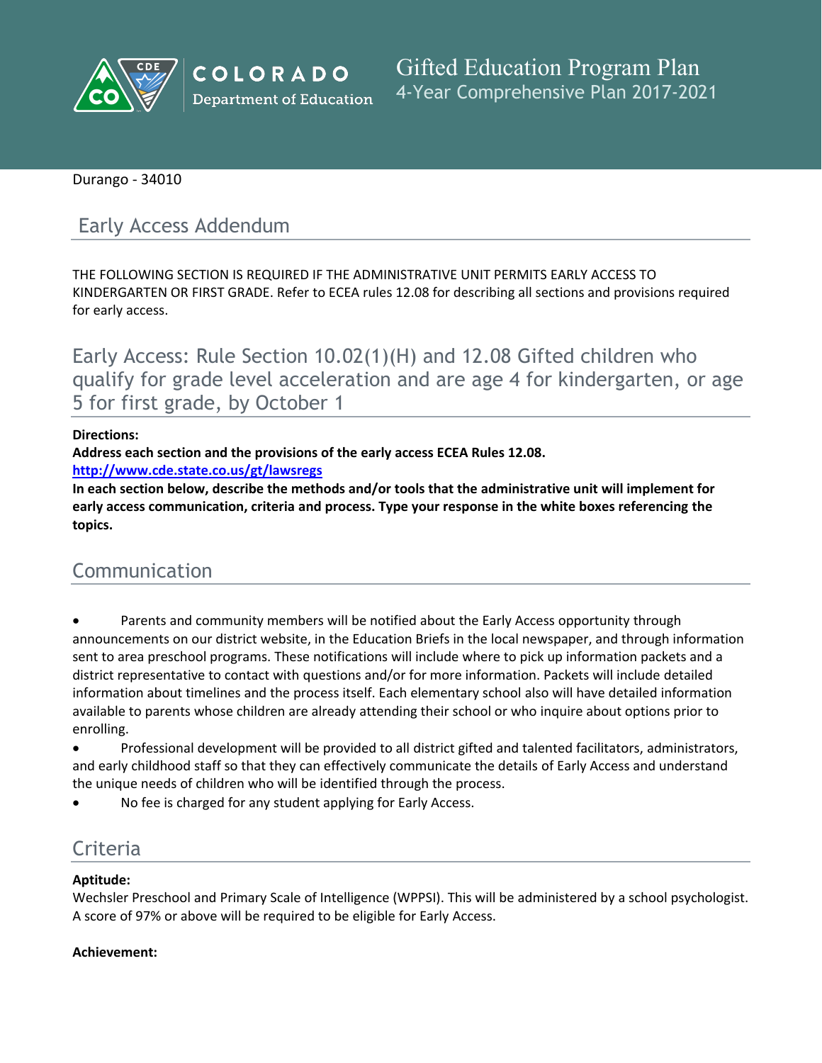# Gifted Education Program Plan

4-Year Comprehensive Plan 2017-2021

Durango - 34010

## Early Access Addendum

THE FOLLOWING SECTION IS REQUIRED IF THE ADMINISTRATIVE UNIT PERMITS EARLY ACCESS TO KINDERGARTEN OR FIRST GRADE. Refer to ECEA rules 12.08 for describing all sections and provisions required for early access.

## Early Access: Rule Section 10.02(1)(H) and 12.08 Gifted children who qualify for grade level acceleration and are age 4 for kindergarten, or age 5 for first grade, by October 1

**Directions:**
**Address each section and the provisions of the early access ECEA Rules 12.08.**
**http://www.cde.state.co.us/gt/lawsregs**
**In each section below, describe the methods and/or tools that the administrative unit will implement for early access communication, criteria and process. Type your response in the white boxes referencing the topics.**

## Communication

- Parents and community members will be notified about the Early Access opportunity through announcements on our district website, in the Education Briefs in the local newspaper, and through information sent to area preschool programs. These notifications will include where to pick up information packets and a district representative to contact with questions and/or for more information. Packets will include detailed information about timelines and the process itself. Each elementary school also will have detailed information available to parents whose children are already attending their school or who inquire about options prior to enrolling.
- Professional development will be provided to all district gifted and talented facilitators, administrators, and early childhood staff so that they can effectively communicate the details of Early Access and understand the unique needs of children who will be identified through the process.
- No fee is charged for any student applying for Early Access.

## Criteria

**Aptitude:**
Wechsler Preschool and Primary Scale of Intelligence (WPPSI). This will be administered by a school psychologist. A score of 97% or above will be required to be eligible for Early Access.

**Achievement:**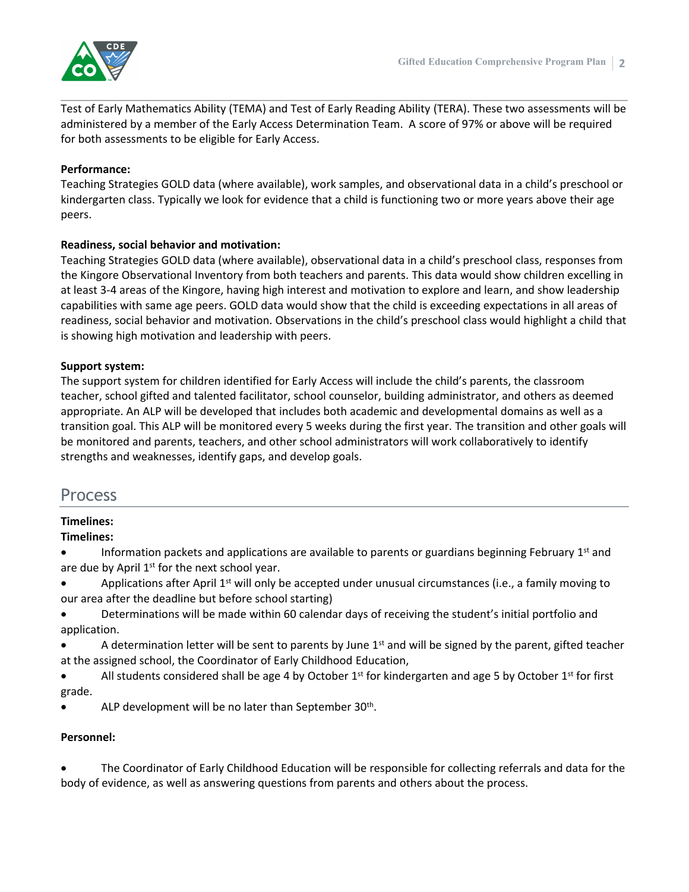Test of Early Mathematics Ability (TEMA) and Test of Early Reading Ability (TERA). These two assessments will be administered by a member of the Early Access Determination Team. A score of 97% or above will be required for both assessments to be eligible for Early Access.

**Performance:**
Teaching Strategies GOLD data (where available), work samples, and observational data in a child's preschool or kindergarten class. Typically we look for evidence that a child is functioning two or more years above their age peers.

**Readiness, social behavior and motivation:**
Teaching Strategies GOLD data (where available), observational data in a child's preschool class, responses from the Kingore Observational Inventory from both teachers and parents. This data would show children excelling in at least 3-4 areas of the Kingore, having high interest and motivation to explore and learn, and show leadership capabilities with same age peers. GOLD data would show that the child is exceeding expectations in all areas of readiness, social behavior and motivation. Observations in the child's preschool class would highlight a child that is showing high motivation and leadership with peers.

**Support system:**
The support system for children identified for Early Access will include the child's parents, the classroom teacher, school gifted and talented facilitator, school counselor, building administrator, and others as deemed appropriate. An ALP will be developed that includes both academic and developmental domains as well as a transition goal. This ALP will be monitored every 5 weeks during the first year. The transition and other goals will be monitored and parents, teachers, and other school administrators will work collaboratively to identify strengths and weaknesses, identify gaps, and develop goals.

## Process

**Timelines:**

**Timelines:**

- Information packets and applications are available to parents or guardians beginning February 1st and are due by April 1st for the next school year.
- Applications after April 1st will only be accepted under unusual circumstances (i.e., a family moving to our area after the deadline but before school starting)
- Determinations will be made within 60 calendar days of receiving the student's initial portfolio and application.
- A determination letter will be sent to parents by June 1st and will be signed by the parent, gifted teacher at the assigned school, the Coordinator of Early Childhood Education,
- All students considered shall be age 4 by October 1st for kindergarten and age 5 by October 1st for first grade.
- ALP development will be no later than September 30th.

**Personnel:**

- The Coordinator of Early Childhood Education will be responsible for collecting referrals and data for the body of evidence, as well as answering questions from parents and others about the process.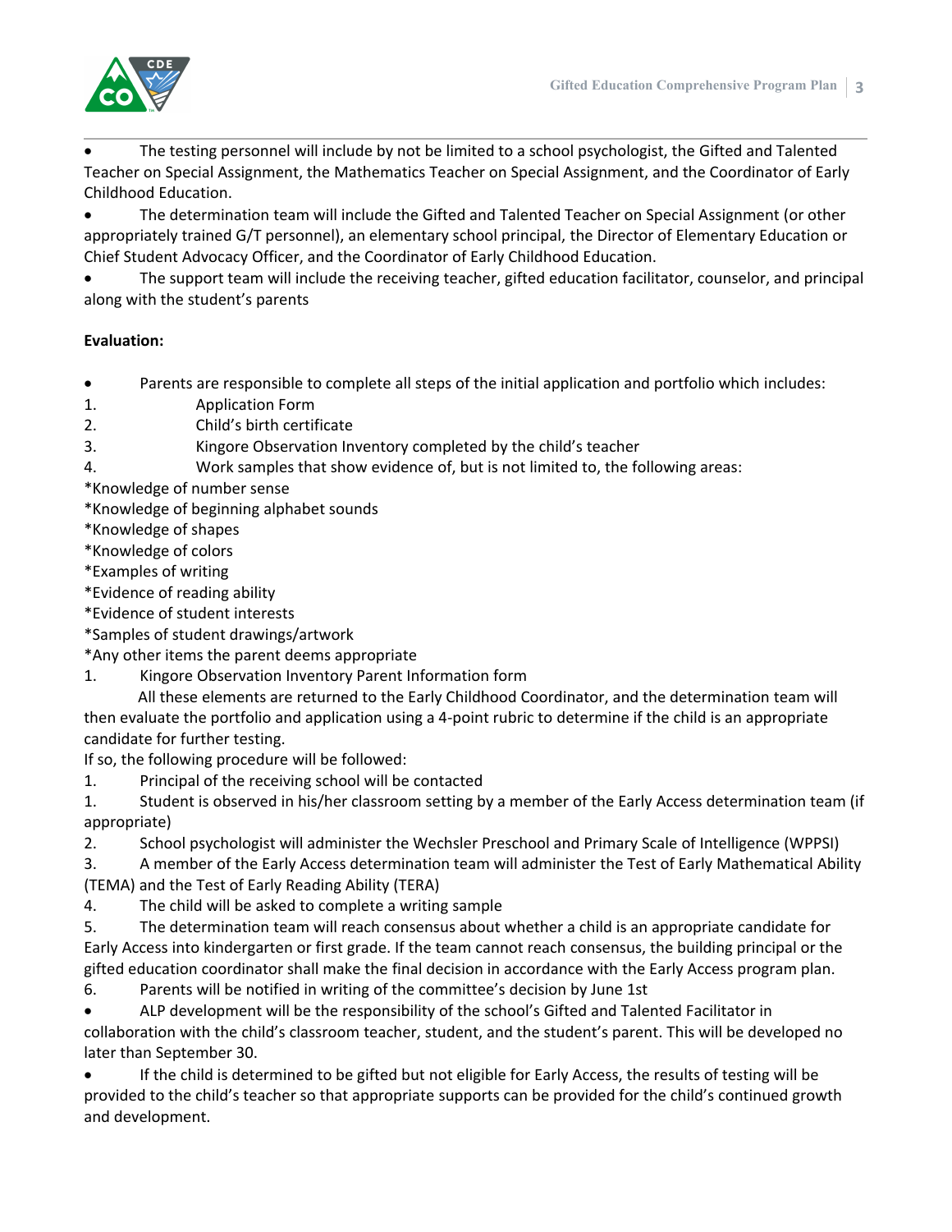- The testing personnel will include by not be limited to a school psychologist, the Gifted and Talented Teacher on Special Assignment, the Mathematics Teacher on Special Assignment, and the Coordinator of Early Childhood Education.
- The determination team will include the Gifted and Talented Teacher on Special Assignment (or other appropriately trained G/T personnel), an elementary school principal, the Director of Elementary Education or Chief Student Advocacy Officer, and the Coordinator of Early Childhood Education.
- The support team will include the receiving teacher, gifted education facilitator, counselor, and principal along with the student's parents

**Evaluation:**

- Parents are responsible to complete all steps of the initial application and portfolio which includes:

1. Application Form
2. Child's birth certificate
3. Kingore Observation Inventory completed by the child's teacher
4. Work samples that show evidence of, but is not limited to, the following areas:

*Knowledge of number sense
*Knowledge of beginning alphabet sounds
*Knowledge of shapes
*Knowledge of colors
*Examples of writing
*Evidence of reading ability
*Evidence of student interests
*Samples of student drawings/artwork
*Any other items the parent deems appropriate

1. Kingore Observation Inventory Parent Information form

All these elements are returned to the Early Childhood Coordinator, and the determination team will then evaluate the portfolio and application using a 4-point rubric to determine if the child is an appropriate candidate for further testing.

If so, the following procedure will be followed:

1. Principal of the receiving school will be contacted
1. Student is observed in his/her classroom setting by a member of the Early Access determination team (if appropriate)
2. School psychologist will administer the Wechsler Preschool and Primary Scale of Intelligence (WPPSI)
3. A member of the Early Access determination team will administer the Test of Early Mathematical Ability (TEMA) and the Test of Early Reading Ability (TERA)
4. The child will be asked to complete a writing sample
5. The determination team will reach consensus about whether a child is an appropriate candidate for Early Access into kindergarten or first grade. If the team cannot reach consensus, the building principal or the gifted education coordinator shall make the final decision in accordance with the Early Access program plan.
6. Parents will be notified in writing of the committee's decision by June 1st

- ALP development will be the responsibility of the school's Gifted and Talented Facilitator in collaboration with the child's classroom teacher, student, and the student's parent. This will be developed no later than September 30.
- If the child is determined to be gifted but not eligible for Early Access, the results of testing will be provided to the child's teacher so that appropriate supports can be provided for the child's continued growth and development.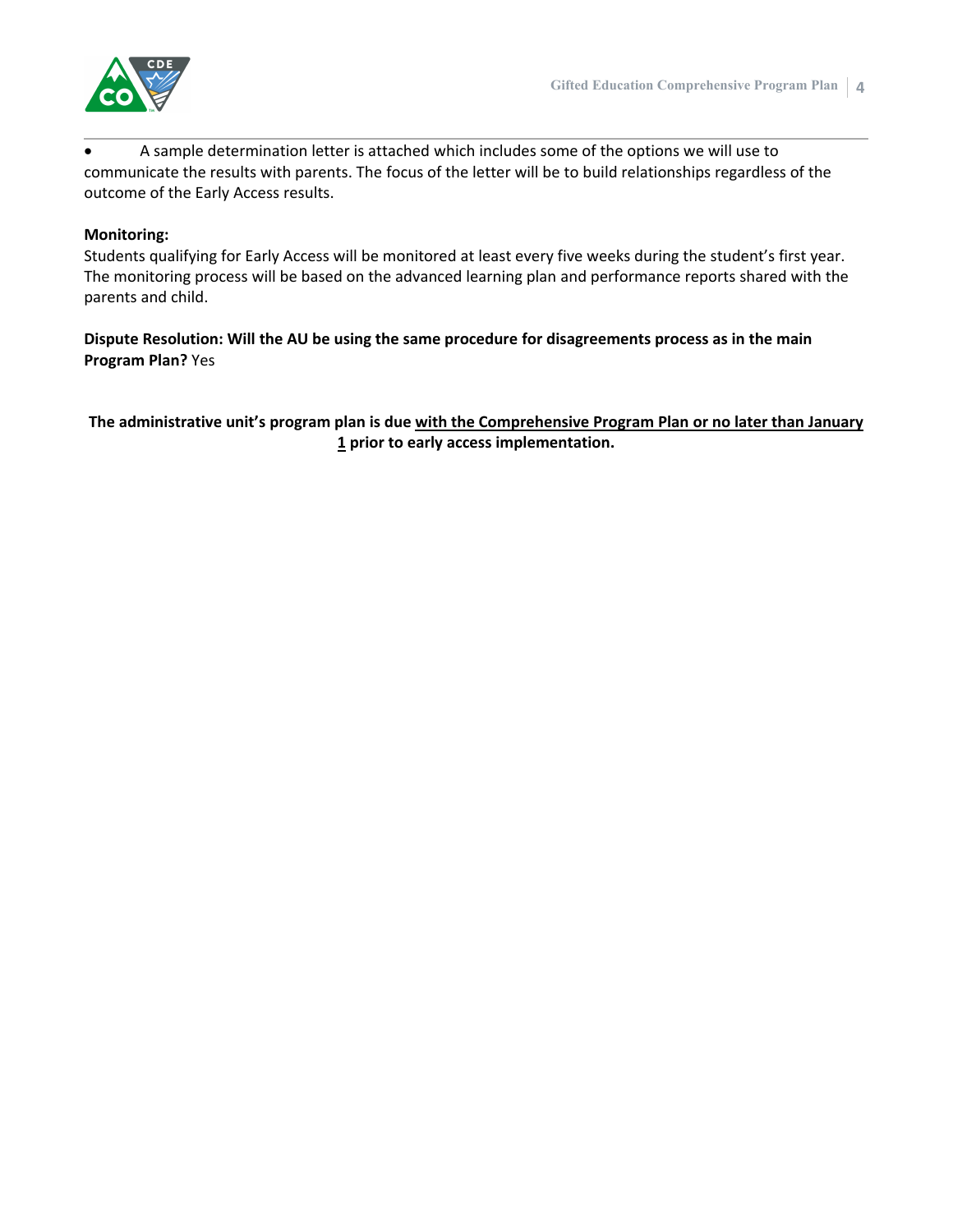- A sample determination letter is attached which includes some of the options we will use to communicate the results with parents. The focus of the letter will be to build relationships regardless of the outcome of the Early Access results.

**Monitoring:**
Students qualifying for Early Access will be monitored at least every five weeks during the student's first year. The monitoring process will be based on the advanced learning plan and performance reports shared with the parents and child.

**Dispute Resolution: Will the AU be using the same procedure for disagreements process as in the main Program Plan?** Yes

**The administrative unit's program plan is due <u>with the Comprehensive Program Plan or no later than January 1</u> prior to early access implementation.**